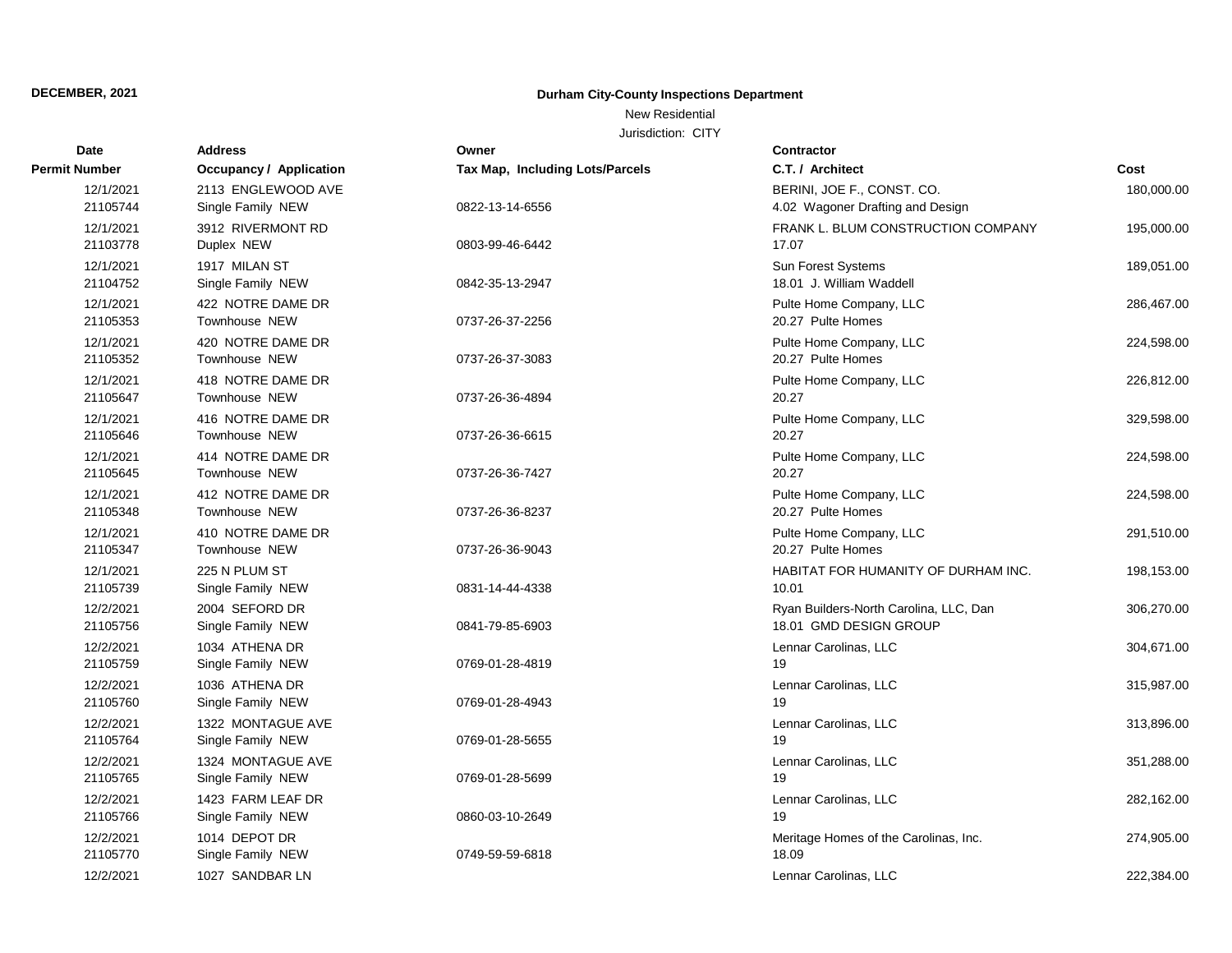**DECEMBER, 2021**

**Durham City-County Inspections Department**

New Residential

Jurisdiction: CITY

| Date / Permit Number | Address / Occupancy / Application | Owner / Tax Map, Including Lots/Parcels | Contractor / C.T. / Architect | Cost |
|---|---|---|---|---|
| 12/1/2021<br>21105744 | 2113 ENGLEWOOD AVE<br>Single Family NEW | 0822-13-14-6556 | BERINI, JOE F., CONST. CO.<br>4.02 Wagoner Drafting and Design | 180,000.00 |
| 12/1/2021<br>21103778 | 3912 RIVERMONT RD<br>Duplex NEW | 0803-99-46-6442 | FRANK L. BLUM CONSTRUCTION COMPANY<br>17.07 | 195,000.00 |
| 12/1/2021<br>21104752 | 1917 MILAN ST<br>Single Family NEW | 0842-35-13-2947 | Sun Forest Systems<br>18.01 J. William Waddell | 189,051.00 |
| 12/1/2021<br>21105353 | 422 NOTRE DAME DR<br>Townhouse NEW | 0737-26-37-2256 | Pulte Home Company, LLC<br>20.27 Pulte Homes | 286,467.00 |
| 12/1/2021<br>21105352 | 420 NOTRE DAME DR<br>Townhouse NEW | 0737-26-37-3083 | Pulte Home Company, LLC<br>20.27 Pulte Homes | 224,598.00 |
| 12/1/2021<br>21105647 | 418 NOTRE DAME DR<br>Townhouse NEW | 0737-26-36-4894 | Pulte Home Company, LLC<br>20.27 | 226,812.00 |
| 12/1/2021<br>21105646 | 416 NOTRE DAME DR<br>Townhouse NEW | 0737-26-36-6615 | Pulte Home Company, LLC<br>20.27 | 329,598.00 |
| 12/1/2021<br>21105645 | 414 NOTRE DAME DR<br>Townhouse NEW | 0737-26-36-7427 | Pulte Home Company, LLC<br>20.27 | 224,598.00 |
| 12/1/2021<br>21105348 | 412 NOTRE DAME DR<br>Townhouse NEW | 0737-26-36-8237 | Pulte Home Company, LLC<br>20.27 Pulte Homes | 224,598.00 |
| 12/1/2021<br>21105347 | 410 NOTRE DAME DR<br>Townhouse NEW | 0737-26-36-9043 | Pulte Home Company, LLC<br>20.27 Pulte Homes | 291,510.00 |
| 12/1/2021<br>21105739 | 225 N PLUM ST<br>Single Family NEW | 0831-14-44-4338 | HABITAT FOR HUMANITY OF DURHAM INC.<br>10.01 | 198,153.00 |
| 12/2/2021<br>21105756 | 2004 SEFORD DR<br>Single Family NEW | 0841-79-85-6903 | Ryan Builders-North Carolina, LLC, Dan<br>18.01 GMD DESIGN GROUP | 306,270.00 |
| 12/2/2021<br>21105759 | 1034 ATHENA DR<br>Single Family NEW | 0769-01-28-4819 | Lennar Carolinas, LLC<br>19 | 304,671.00 |
| 12/2/2021<br>21105760 | 1036 ATHENA DR<br>Single Family NEW | 0769-01-28-4943 | Lennar Carolinas, LLC<br>19 | 315,987.00 |
| 12/2/2021<br>21105764 | 1322 MONTAGUE AVE<br>Single Family NEW | 0769-01-28-5655 | Lennar Carolinas, LLC<br>19 | 313,896.00 |
| 12/2/2021<br>21105765 | 1324 MONTAGUE AVE<br>Single Family NEW | 0769-01-28-5699 | Lennar Carolinas, LLC<br>19 | 351,288.00 |
| 12/2/2021<br>21105766 | 1423 FARM LEAF DR<br>Single Family NEW | 0860-03-10-2649 | Lennar Carolinas, LLC<br>19 | 282,162.00 |
| 12/2/2021<br>21105770 | 1014 DEPOT DR<br>Single Family NEW | 0749-59-59-6818 | Meritage Homes of the Carolinas, Inc.<br>18.09 | 274,905.00 |
| 12/2/2021 | 1027 SANDBAR LN | | Lennar Carolinas, LLC | 222,384.00 |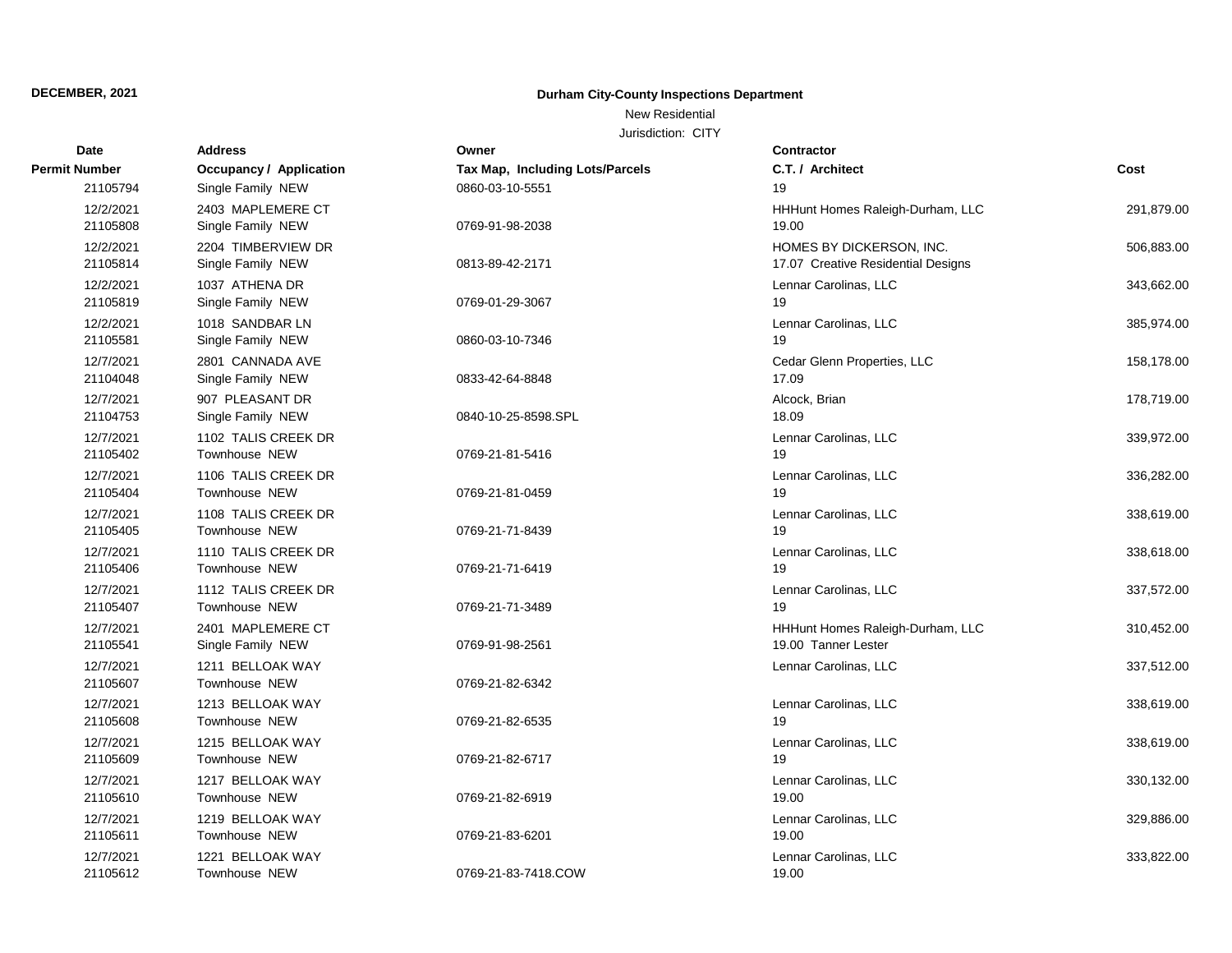**DECEMBER, 2021**

**Durham City-County Inspections Department**

New Residential

Jurisdiction: CITY

| Date<br>Permit Number | Address<br>Occupancy / Application | Owner<br>Tax Map, Including Lots/Parcels | Contractor<br>C.T. / Architect | Cost |
|---|---|---|---|---|
| 21105794 | Single Family NEW | 0860-03-10-5551 | 19 | |
| 12/2/2021<br>21105808 | 2403 MAPLEMERE CT<br>Single Family NEW | 0769-91-98-2038 | HHHunt Homes Raleigh-Durham, LLC<br>19.00 | 291,879.00 |
| 12/2/2021<br>21105814 | 2204 TIMBERVIEW DR<br>Single Family NEW | 0813-89-42-2171 | HOMES BY DICKERSON, INC.<br>17.07 Creative Residential Designs | 506,883.00 |
| 12/2/2021<br>21105819 | 1037 ATHENA DR<br>Single Family NEW | 0769-01-29-3067 | Lennar Carolinas, LLC<br>19 | 343,662.00 |
| 12/2/2021<br>21105581 | 1018 SANDBAR LN<br>Single Family NEW | 0860-03-10-7346 | Lennar Carolinas, LLC<br>19 | 385,974.00 |
| 12/7/2021<br>21104048 | 2801 CANNADA AVE<br>Single Family NEW | 0833-42-64-8848 | Cedar Glenn Properties, LLC<br>17.09 | 158,178.00 |
| 12/7/2021<br>21104753 | 907 PLEASANT DR<br>Single Family NEW | 0840-10-25-8598.SPL | Alcock, Brian<br>18.09 | 178,719.00 |
| 12/7/2021<br>21105402 | 1102 TALIS CREEK DR<br>Townhouse NEW | 0769-21-81-5416 | Lennar Carolinas, LLC<br>19 | 339,972.00 |
| 12/7/2021<br>21105404 | 1106 TALIS CREEK DR<br>Townhouse NEW | 0769-21-81-0459 | Lennar Carolinas, LLC<br>19 | 336,282.00 |
| 12/7/2021<br>21105405 | 1108 TALIS CREEK DR<br>Townhouse NEW | 0769-21-71-8439 | Lennar Carolinas, LLC<br>19 | 338,619.00 |
| 12/7/2021<br>21105406 | 1110 TALIS CREEK DR<br>Townhouse NEW | 0769-21-71-6419 | Lennar Carolinas, LLC<br>19 | 338,618.00 |
| 12/7/2021<br>21105407 | 1112 TALIS CREEK DR<br>Townhouse NEW | 0769-21-71-3489 | Lennar Carolinas, LLC<br>19 | 337,572.00 |
| 12/7/2021<br>21105541 | 2401 MAPLEMERE CT<br>Single Family NEW | 0769-91-98-2561 | HHHunt Homes Raleigh-Durham, LLC<br>19.00 Tanner Lester | 310,452.00 |
| 12/7/2021<br>21105607 | 1211 BELLOAK WAY<br>Townhouse NEW | 0769-21-82-6342 | Lennar Carolinas, LLC | 337,512.00 |
| 12/7/2021<br>21105608 | 1213 BELLOAK WAY<br>Townhouse NEW | 0769-21-82-6535 | Lennar Carolinas, LLC<br>19 | 338,619.00 |
| 12/7/2021<br>21105609 | 1215 BELLOAK WAY<br>Townhouse NEW | 0769-21-82-6717 | Lennar Carolinas, LLC<br>19 | 338,619.00 |
| 12/7/2021<br>21105610 | 1217 BELLOAK WAY<br>Townhouse NEW | 0769-21-82-6919 | Lennar Carolinas, LLC<br>19.00 | 330,132.00 |
| 12/7/2021<br>21105611 | 1219 BELLOAK WAY<br>Townhouse NEW | 0769-21-83-6201 | Lennar Carolinas, LLC<br>19.00 | 329,886.00 |
| 12/7/2021<br>21105612 | 1221 BELLOAK WAY<br>Townhouse NEW | 0769-21-83-7418.COW | Lennar Carolinas, LLC<br>19.00 | 333,822.00 |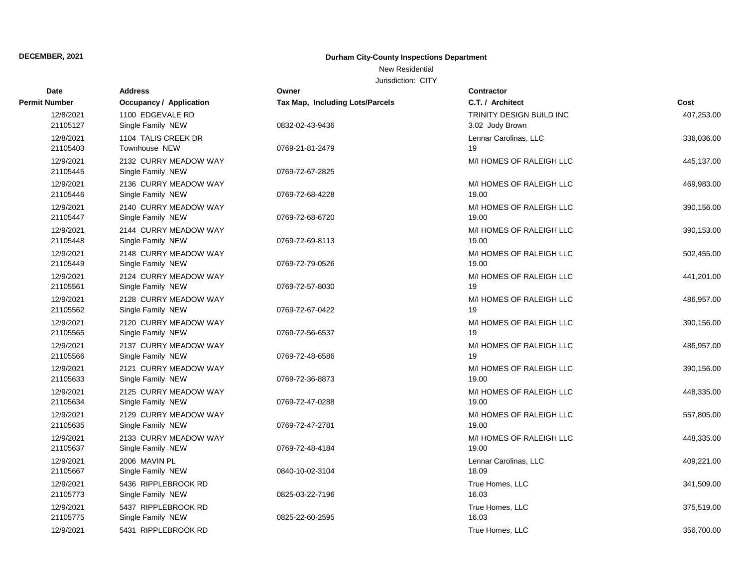DECEMBER, 2021

**Durham City-County Inspections Department**

New Residential

Jurisdiction: CITY

| Date / Permit Number | Address / Occupancy / Application | Owner / Tax Map, Including Lots/Parcels | Contractor / C.T. / Architect | Cost |
|---|---|---|---|---|
| 12/8/2021 21105127 | 1100 EDGEVALE RD Single Family NEW | 0832-02-43-9436 | TRINITY DESIGN BUILD INC 3.02 Jody Brown | 407,253.00 |
| 12/8/2021 21105403 | 1104 TALIS CREEK DR Townhouse NEW | 0769-21-81-2479 | Lennar Carolinas, LLC 19 | 336,036.00 |
| 12/9/2021 21105445 | 2132 CURRY MEADOW WAY Single Family NEW | 0769-72-67-2825 | M/I HOMES OF RALEIGH LLC | 445,137.00 |
| 12/9/2021 21105446 | 2136 CURRY MEADOW WAY Single Family NEW | 0769-72-68-4228 | M/I HOMES OF RALEIGH LLC 19.00 | 469,983.00 |
| 12/9/2021 21105447 | 2140 CURRY MEADOW WAY Single Family NEW | 0769-72-68-6720 | M/I HOMES OF RALEIGH LLC 19.00 | 390,156.00 |
| 12/9/2021 21105448 | 2144 CURRY MEADOW WAY Single Family NEW | 0769-72-69-8113 | M/I HOMES OF RALEIGH LLC 19.00 | 390,153.00 |
| 12/9/2021 21105449 | 2148 CURRY MEADOW WAY Single Family NEW | 0769-72-79-0526 | M/I HOMES OF RALEIGH LLC 19.00 | 502,455.00 |
| 12/9/2021 21105561 | 2124 CURRY MEADOW WAY Single Family NEW | 0769-72-57-8030 | M/I HOMES OF RALEIGH LLC 19 | 441,201.00 |
| 12/9/2021 21105562 | 2128 CURRY MEADOW WAY Single Family NEW | 0769-72-67-0422 | M/I HOMES OF RALEIGH LLC 19 | 486,957.00 |
| 12/9/2021 21105565 | 2120 CURRY MEADOW WAY Single Family NEW | 0769-72-56-6537 | M/I HOMES OF RALEIGH LLC 19 | 390,156.00 |
| 12/9/2021 21105566 | 2137 CURRY MEADOW WAY Single Family NEW | 0769-72-48-6586 | M/I HOMES OF RALEIGH LLC 19 | 486,957.00 |
| 12/9/2021 21105633 | 2121 CURRY MEADOW WAY Single Family NEW | 0769-72-36-8873 | M/I HOMES OF RALEIGH LLC 19.00 | 390,156.00 |
| 12/9/2021 21105634 | 2125 CURRY MEADOW WAY Single Family NEW | 0769-72-47-0288 | M/I HOMES OF RALEIGH LLC 19.00 | 448,335.00 |
| 12/9/2021 21105635 | 2129 CURRY MEADOW WAY Single Family NEW | 0769-72-47-2781 | M/I HOMES OF RALEIGH LLC 19.00 | 557,805.00 |
| 12/9/2021 21105637 | 2133 CURRY MEADOW WAY Single Family NEW | 0769-72-48-4184 | M/I HOMES OF RALEIGH LLC 19.00 | 448,335.00 |
| 12/9/2021 21105667 | 2006 MAVIN PL Single Family NEW | 0840-10-02-3104 | Lennar Carolinas, LLC 18.09 | 409,221.00 |
| 12/9/2021 21105773 | 5436 RIPPLEBROOK RD Single Family NEW | 0825-03-22-7196 | True Homes, LLC 16.03 | 341,509.00 |
| 12/9/2021 21105775 | 5437 RIPPLEBROOK RD Single Family NEW | 0825-22-60-2595 | True Homes, LLC 16.03 | 375,519.00 |
| 12/9/2021 | 5431 RIPPLEBROOK RD | | True Homes, LLC | 356,700.00 |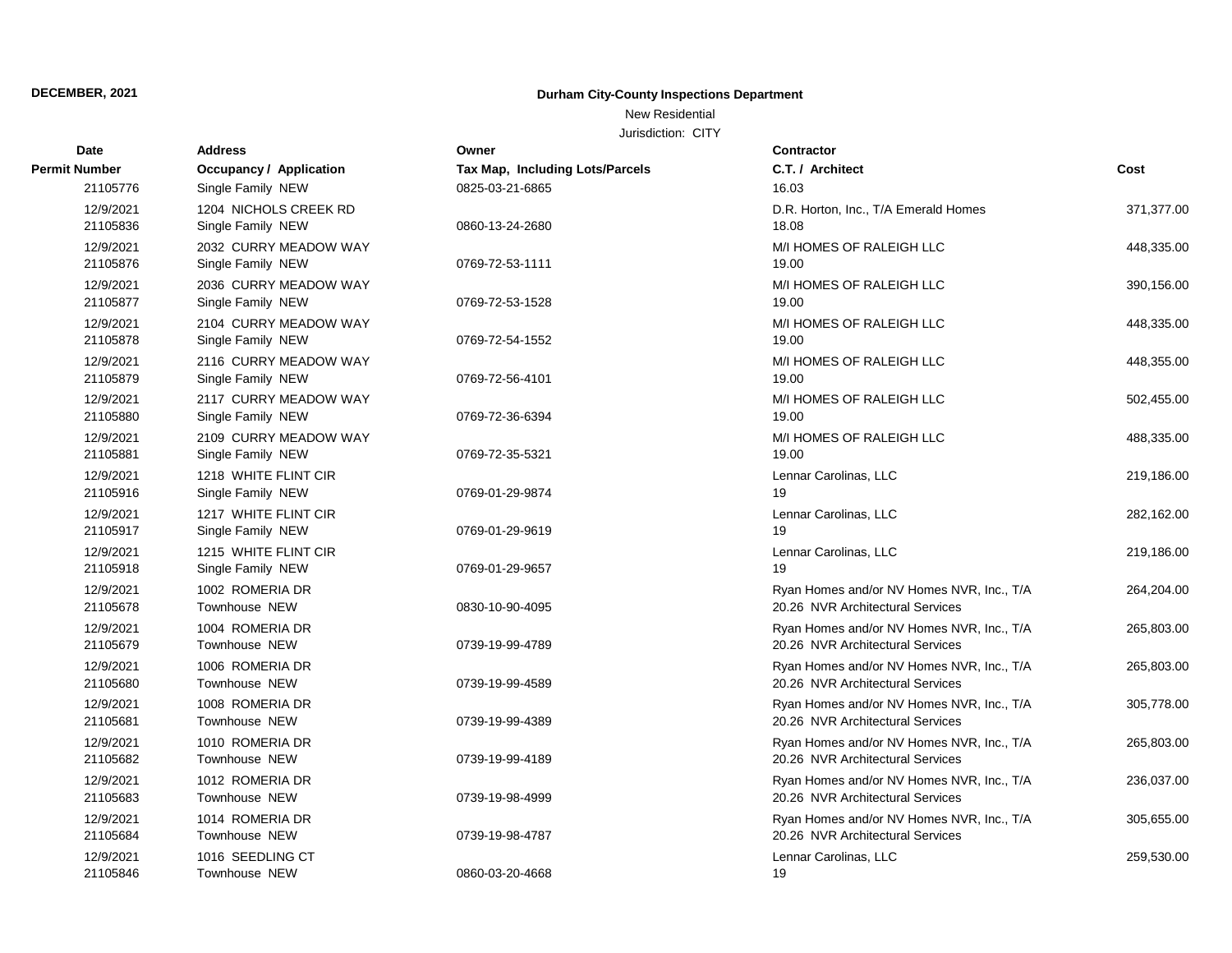**DECEMBER, 2021**

**Durham City-County Inspections Department**

New Residential

Jurisdiction: CITY

| Date / Permit Number | Address / Occupancy / Application | Owner / Tax Map, Including Lots/Parcels | Contractor / C.T. / Architect | Cost |
|---|---|---|---|---|
| 21105776 | Single Family NEW | 0825-03-21-6865 | 16.03 | |
| 12/9/2021 21105836 | 1204 NICHOLS CREEK RD Single Family NEW | 0860-13-24-2680 | D.R. Horton, Inc., T/A Emerald Homes 18.08 | 371,377.00 |
| 12/9/2021 21105876 | 2032 CURRY MEADOW WAY Single Family NEW | 0769-72-53-1111 | M/I HOMES OF RALEIGH LLC 19.00 | 448,335.00 |
| 12/9/2021 21105877 | 2036 CURRY MEADOW WAY Single Family NEW | 0769-72-53-1528 | M/I HOMES OF RALEIGH LLC 19.00 | 390,156.00 |
| 12/9/2021 21105878 | 2104 CURRY MEADOW WAY Single Family NEW | 0769-72-54-1552 | M/I HOMES OF RALEIGH LLC 19.00 | 448,335.00 |
| 12/9/2021 21105879 | 2116 CURRY MEADOW WAY Single Family NEW | 0769-72-56-4101 | M/I HOMES OF RALEIGH LLC 19.00 | 448,355.00 |
| 12/9/2021 21105880 | 2117 CURRY MEADOW WAY Single Family NEW | 0769-72-36-6394 | M/I HOMES OF RALEIGH LLC 19.00 | 502,455.00 |
| 12/9/2021 21105881 | 2109 CURRY MEADOW WAY Single Family NEW | 0769-72-35-5321 | M/I HOMES OF RALEIGH LLC 19.00 | 488,335.00 |
| 12/9/2021 21105916 | 1218 WHITE FLINT CIR Single Family NEW | 0769-01-29-9874 | Lennar Carolinas, LLC 19 | 219,186.00 |
| 12/9/2021 21105917 | 1217 WHITE FLINT CIR Single Family NEW | 0769-01-29-9619 | Lennar Carolinas, LLC 19 | 282,162.00 |
| 12/9/2021 21105918 | 1215 WHITE FLINT CIR Single Family NEW | 0769-01-29-9657 | Lennar Carolinas, LLC 19 | 219,186.00 |
| 12/9/2021 21105678 | 1002 ROMERIA DR Townhouse NEW | 0830-10-90-4095 | Ryan Homes and/or NV Homes NVR, Inc., T/A 20.26 NVR Architectural Services | 264,204.00 |
| 12/9/2021 21105679 | 1004 ROMERIA DR Townhouse NEW | 0739-19-99-4789 | Ryan Homes and/or NV Homes NVR, Inc., T/A 20.26 NVR Architectural Services | 265,803.00 |
| 12/9/2021 21105680 | 1006 ROMERIA DR Townhouse NEW | 0739-19-99-4589 | Ryan Homes and/or NV Homes NVR, Inc., T/A 20.26 NVR Architectural Services | 265,803.00 |
| 12/9/2021 21105681 | 1008 ROMERIA DR Townhouse NEW | 0739-19-99-4389 | Ryan Homes and/or NV Homes NVR, Inc., T/A 20.26 NVR Architectural Services | 305,778.00 |
| 12/9/2021 21105682 | 1010 ROMERIA DR Townhouse NEW | 0739-19-99-4189 | Ryan Homes and/or NV Homes NVR, Inc., T/A 20.26 NVR Architectural Services | 265,803.00 |
| 12/9/2021 21105683 | 1012 ROMERIA DR Townhouse NEW | 0739-19-98-4999 | Ryan Homes and/or NV Homes NVR, Inc., T/A 20.26 NVR Architectural Services | 236,037.00 |
| 12/9/2021 21105684 | 1014 ROMERIA DR Townhouse NEW | 0739-19-98-4787 | Ryan Homes and/or NV Homes NVR, Inc., T/A 20.26 NVR Architectural Services | 305,655.00 |
| 12/9/2021 21105846 | 1016 SEEDLING CT Townhouse NEW | 0860-03-20-4668 | Lennar Carolinas, LLC 19 | 259,530.00 |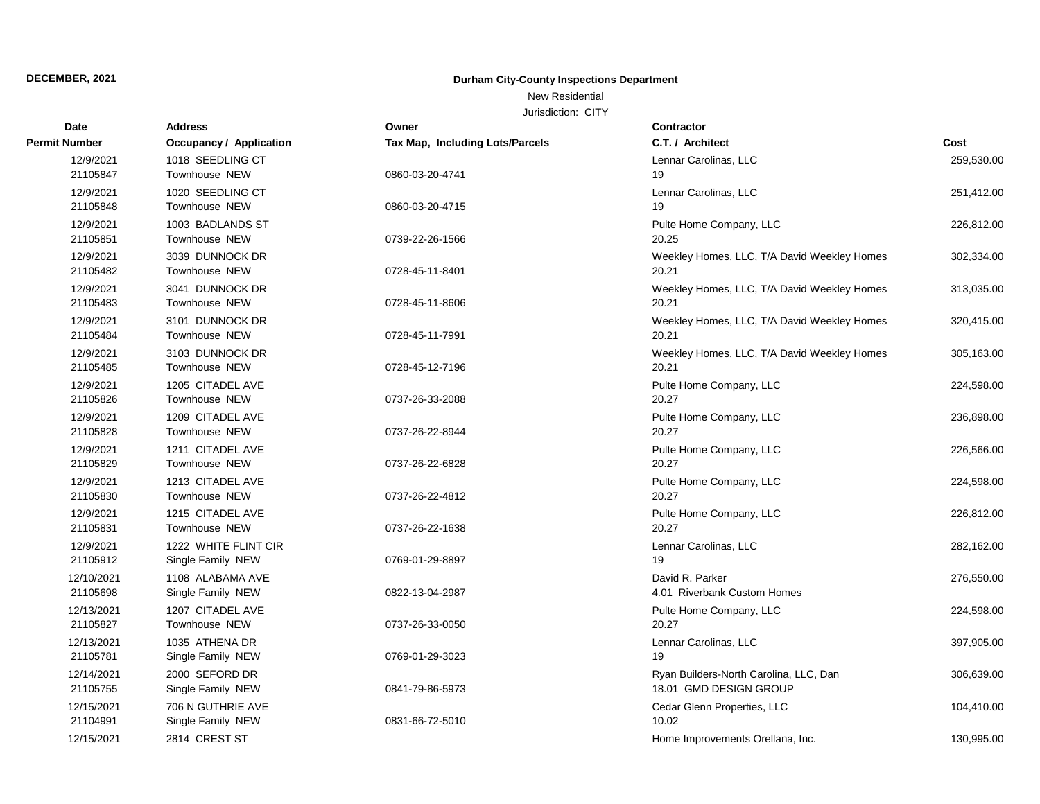**DECEMBER, 2021**

**Durham City-County Inspections Department**

New Residential

Jurisdiction: CITY

| Date<br>Permit Number | Address<br>Occupancy / Application | Owner<br>Tax Map, Including Lots/Parcels | Contractor<br>C.T. / Architect | Cost |
|---|---|---|---|---|
| 12/9/2021<br>21105847 | 1018 SEEDLING CT<br>Townhouse NEW | 0860-03-20-4741 | Lennar Carolinas, LLC<br>19 | 259,530.00 |
| 12/9/2021<br>21105848 | 1020 SEEDLING CT<br>Townhouse NEW | 0860-03-20-4715 | Lennar Carolinas, LLC<br>19 | 251,412.00 |
| 12/9/2021<br>21105851 | 1003 BADLANDS ST<br>Townhouse NEW | 0739-22-26-1566 | Pulte Home Company, LLC<br>20.25 | 226,812.00 |
| 12/9/2021<br>21105482 | 3039 DUNNOCK DR<br>Townhouse NEW | 0728-45-11-8401 | Weekley Homes, LLC, T/A David Weekley Homes<br>20.21 | 302,334.00 |
| 12/9/2021<br>21105483 | 3041 DUNNOCK DR<br>Townhouse NEW | 0728-45-11-8606 | Weekley Homes, LLC, T/A David Weekley Homes<br>20.21 | 313,035.00 |
| 12/9/2021<br>21105484 | 3101 DUNNOCK DR<br>Townhouse NEW | 0728-45-11-7991 | Weekley Homes, LLC, T/A David Weekley Homes<br>20.21 | 320,415.00 |
| 12/9/2021<br>21105485 | 3103 DUNNOCK DR<br>Townhouse NEW | 0728-45-12-7196 | Weekley Homes, LLC, T/A David Weekley Homes<br>20.21 | 305,163.00 |
| 12/9/2021<br>21105826 | 1205 CITADEL AVE<br>Townhouse NEW | 0737-26-33-2088 | Pulte Home Company, LLC<br>20.27 | 224,598.00 |
| 12/9/2021<br>21105828 | 1209 CITADEL AVE<br>Townhouse NEW | 0737-26-22-8944 | Pulte Home Company, LLC<br>20.27 | 236,898.00 |
| 12/9/2021<br>21105829 | 1211 CITADEL AVE<br>Townhouse NEW | 0737-26-22-6828 | Pulte Home Company, LLC<br>20.27 | 226,566.00 |
| 12/9/2021<br>21105830 | 1213 CITADEL AVE<br>Townhouse NEW | 0737-26-22-4812 | Pulte Home Company, LLC<br>20.27 | 224,598.00 |
| 12/9/2021<br>21105831 | 1215 CITADEL AVE<br>Townhouse NEW | 0737-26-22-1638 | Pulte Home Company, LLC<br>20.27 | 226,812.00 |
| 12/9/2021<br>21105912 | 1222 WHITE FLINT CIR<br>Single Family NEW | 0769-01-29-8897 | Lennar Carolinas, LLC<br>19 | 282,162.00 |
| 12/10/2021<br>21105698 | 1108 ALABAMA AVE<br>Single Family NEW | 0822-13-04-2987 | David R. Parker<br>4.01 Riverbank Custom Homes | 276,550.00 |
| 12/13/2021<br>21105827 | 1207 CITADEL AVE<br>Townhouse NEW | 0737-26-33-0050 | Pulte Home Company, LLC<br>20.27 | 224,598.00 |
| 12/13/2021<br>21105781 | 1035 ATHENA DR<br>Single Family NEW | 0769-01-29-3023 | Lennar Carolinas, LLC<br>19 | 397,905.00 |
| 12/14/2021<br>21105755 | 2000 SEFORD DR<br>Single Family NEW | 0841-79-86-5973 | Ryan Builders-North Carolina, LLC, Dan<br>18.01 GMD DESIGN GROUP | 306,639.00 |
| 12/15/2021<br>21104991 | 706 N GUTHRIE AVE<br>Single Family NEW | 0831-66-72-5010 | Cedar Glenn Properties, LLC<br>10.02 | 104,410.00 |
| 12/15/2021 | 2814 CREST ST | | Home Improvements Orellana, Inc. | 130,995.00 |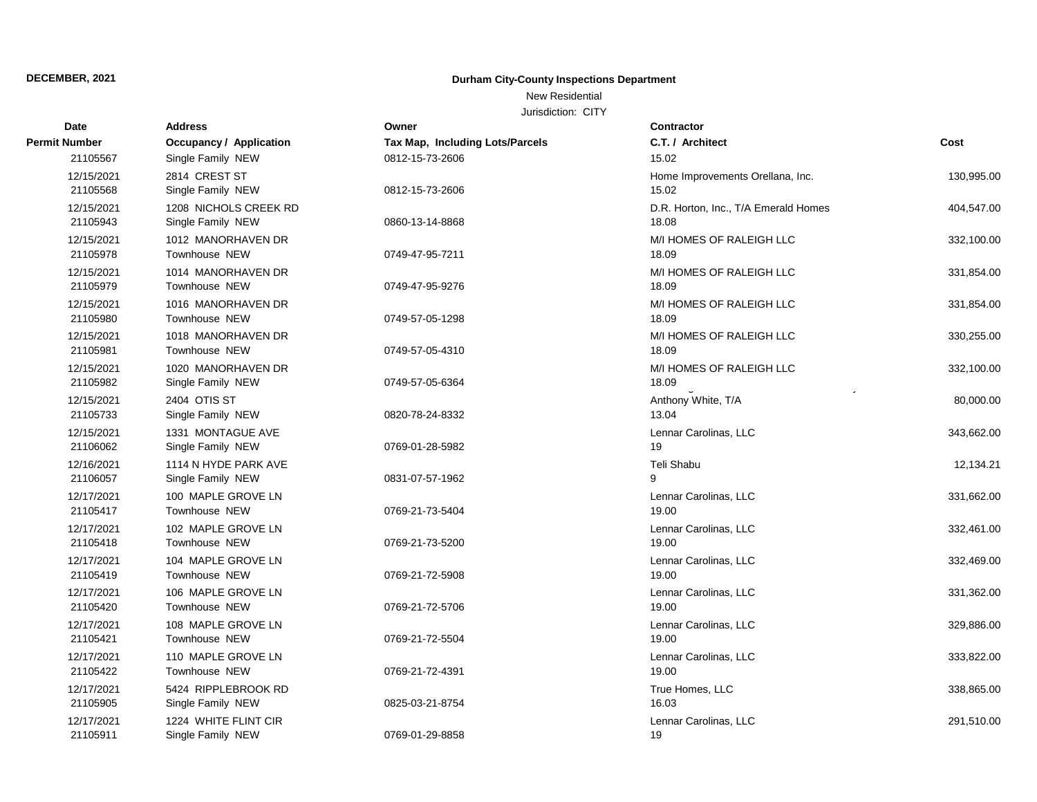**DECEMBER, 2021**

**Durham City-County Inspections Department**

New Residential

Jurisdiction: CITY

| Date / Permit Number | Address / Occupancy / Application | Owner / Tax Map, Including Lots/Parcels | Contractor / C.T. / Architect | Cost |
|---|---|---|---|---|
| 21105567 | Single Family NEW | 0812-15-73-2606 | 15.02 | |
| 12/15/2021 | 2814 CREST ST | | Home Improvements Orellana, Inc. | 130,995.00 |
| 21105568 | Single Family NEW | 0812-15-73-2606 | 15.02 | |
| 12/15/2021 | 1208 NICHOLS CREEK RD | | D.R. Horton, Inc., T/A Emerald Homes | 404,547.00 |
| 21105943 | Single Family NEW | 0860-13-14-8868 | 18.08 | |
| 12/15/2021 | 1012 MANORHAVEN DR | | M/I HOMES OF RALEIGH LLC | 332,100.00 |
| 21105978 | Townhouse NEW | 0749-47-95-7211 | 18.09 | |
| 12/15/2021 | 1014 MANORHAVEN DR | | M/I HOMES OF RALEIGH LLC | 331,854.00 |
| 21105979 | Townhouse NEW | 0749-47-95-9276 | 18.09 | |
| 12/15/2021 | 1016 MANORHAVEN DR | | M/I HOMES OF RALEIGH LLC | 331,854.00 |
| 21105980 | Townhouse NEW | 0749-57-05-1298 | 18.09 | |
| 12/15/2021 | 1018 MANORHAVEN DR | | M/I HOMES OF RALEIGH LLC | 330,255.00 |
| 21105981 | Townhouse NEW | 0749-57-05-4310 | 18.09 | |
| 12/15/2021 | 1020 MANORHAVEN DR | | M/I HOMES OF RALEIGH LLC | 332,100.00 |
| 21105982 | Single Family NEW | 0749-57-05-6364 | 18.09 | |
| 12/15/2021 | 2404 OTIS ST | | Anthony White, T/A | 80,000.00 |
| 21105733 | Single Family NEW | 0820-78-24-8332 | 13.04 | |
| 12/15/2021 | 1331 MONTAGUE AVE | | Lennar Carolinas, LLC | 343,662.00 |
| 21106062 | Single Family NEW | 0769-01-28-5982 | 19 | |
| 12/16/2021 | 1114 N HYDE PARK AVE | | Teli Shabu | 12,134.21 |
| 21106057 | Single Family NEW | 0831-07-57-1962 | 9 | |
| 12/17/2021 | 100 MAPLE GROVE LN | | Lennar Carolinas, LLC | 331,662.00 |
| 21105417 | Townhouse NEW | 0769-21-73-5404 | 19.00 | |
| 12/17/2021 | 102 MAPLE GROVE LN | | Lennar Carolinas, LLC | 332,461.00 |
| 21105418 | Townhouse NEW | 0769-21-73-5200 | 19.00 | |
| 12/17/2021 | 104 MAPLE GROVE LN | | Lennar Carolinas, LLC | 332,469.00 |
| 21105419 | Townhouse NEW | 0769-21-72-5908 | 19.00 | |
| 12/17/2021 | 106 MAPLE GROVE LN | | Lennar Carolinas, LLC | 331,362.00 |
| 21105420 | Townhouse NEW | 0769-21-72-5706 | 19.00 | |
| 12/17/2021 | 108 MAPLE GROVE LN | | Lennar Carolinas, LLC | 329,886.00 |
| 21105421 | Townhouse NEW | 0769-21-72-5504 | 19.00 | |
| 12/17/2021 | 110 MAPLE GROVE LN | | Lennar Carolinas, LLC | 333,822.00 |
| 21105422 | Townhouse NEW | 0769-21-72-4391 | 19.00 | |
| 12/17/2021 | 5424 RIPPLEBROOK RD | | True Homes, LLC | 338,865.00 |
| 21105905 | Single Family NEW | 0825-03-21-8754 | 16.03 | |
| 12/17/2021 | 1224 WHITE FLINT CIR | | Lennar Carolinas, LLC | 291,510.00 |
| 21105911 | Single Family NEW | 0769-01-29-8858 | 19 | |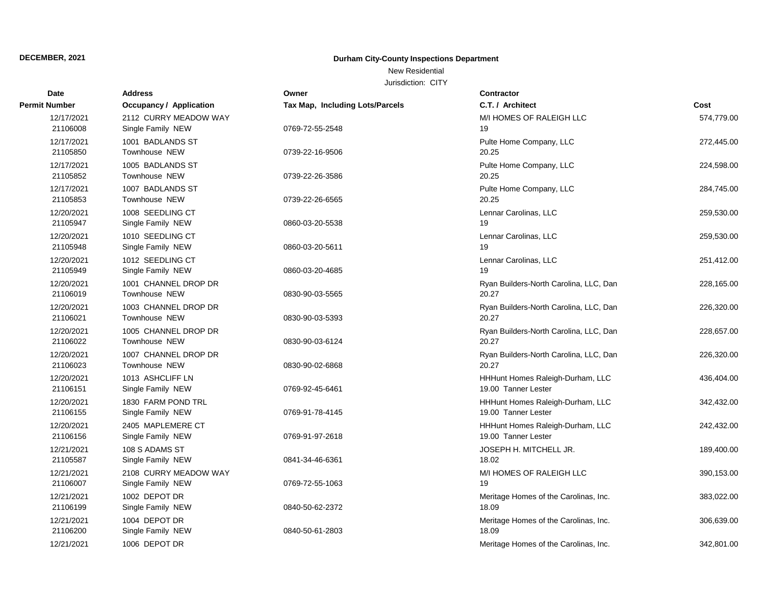**DECEMBER, 2021**

**Durham City-County Inspections Department**

New Residential

Jurisdiction: CITY

| Date<br>Permit Number | Address<br>Occupancy / Application | Owner<br>Tax Map, Including Lots/Parcels | Contractor<br>C.T. / Architect | Cost |
|---|---|---|---|---|
| 12/17/2021<br>21106008 | 2112 CURRY MEADOW WAY<br>Single Family NEW | 0769-72-55-2548 | M/I HOMES OF RALEIGH LLC<br>19 | 574,779.00 |
| 12/17/2021<br>21105850 | 1001 BADLANDS ST<br>Townhouse NEW | 0739-22-16-9506 | Pulte Home Company, LLC<br>20.25 | 272,445.00 |
| 12/17/2021<br>21105852 | 1005 BADLANDS ST<br>Townhouse NEW | 0739-22-26-3586 | Pulte Home Company, LLC<br>20.25 | 224,598.00 |
| 12/17/2021<br>21105853 | 1007 BADLANDS ST<br>Townhouse NEW | 0739-22-26-6565 | Pulte Home Company, LLC<br>20.25 | 284,745.00 |
| 12/20/2021<br>21105947 | 1008 SEEDLING CT<br>Single Family NEW | 0860-03-20-5538 | Lennar Carolinas, LLC<br>19 | 259,530.00 |
| 12/20/2021<br>21105948 | 1010 SEEDLING CT<br>Single Family NEW | 0860-03-20-5611 | Lennar Carolinas, LLC<br>19 | 259,530.00 |
| 12/20/2021<br>21105949 | 1012 SEEDLING CT<br>Single Family NEW | 0860-03-20-4685 | Lennar Carolinas, LLC<br>19 | 251,412.00 |
| 12/20/2021<br>21106019 | 1001 CHANNEL DROP DR<br>Townhouse NEW | 0830-90-03-5565 | Ryan Builders-North Carolina, LLC, Dan<br>20.27 | 228,165.00 |
| 12/20/2021<br>21106021 | 1003 CHANNEL DROP DR<br>Townhouse NEW | 0830-90-03-5393 | Ryan Builders-North Carolina, LLC, Dan<br>20.27 | 226,320.00 |
| 12/20/2021<br>21106022 | 1005 CHANNEL DROP DR<br>Townhouse NEW | 0830-90-03-6124 | Ryan Builders-North Carolina, LLC, Dan<br>20.27 | 228,657.00 |
| 12/20/2021<br>21106023 | 1007 CHANNEL DROP DR<br>Townhouse NEW | 0830-90-02-6868 | Ryan Builders-North Carolina, LLC, Dan<br>20.27 | 226,320.00 |
| 12/20/2021<br>21106151 | 1013 ASHCLIFF LN<br>Single Family NEW | 0769-92-45-6461 | HHHunt Homes Raleigh-Durham, LLC<br>19.00 Tanner Lester | 436,404.00 |
| 12/20/2021<br>21106155 | 1830 FARM POND TRL<br>Single Family NEW | 0769-91-78-4145 | HHHunt Homes Raleigh-Durham, LLC<br>19.00 Tanner Lester | 342,432.00 |
| 12/20/2021<br>21106156 | 2405 MAPLEMERE CT<br>Single Family NEW | 0769-91-97-2618 | HHHunt Homes Raleigh-Durham, LLC<br>19.00 Tanner Lester | 242,432.00 |
| 12/21/2021<br>21105587 | 108 S ADAMS ST<br>Single Family NEW | 0841-34-46-6361 | JOSEPH H. MITCHELL JR.<br>18.02 | 189,400.00 |
| 12/21/2021<br>21106007 | 2108 CURRY MEADOW WAY<br>Single Family NEW | 0769-72-55-1063 | M/I HOMES OF RALEIGH LLC<br>19 | 390,153.00 |
| 12/21/2021<br>21106199 | 1002 DEPOT DR<br>Single Family NEW | 0840-50-62-2372 | Meritage Homes of the Carolinas, Inc.<br>18.09 | 383,022.00 |
| 12/21/2021<br>21106200 | 1004 DEPOT DR<br>Single Family NEW | 0840-50-61-2803 | Meritage Homes of the Carolinas, Inc.<br>18.09 | 306,639.00 |
| 12/21/2021 | 1006 DEPOT DR | | Meritage Homes of the Carolinas, Inc. | 342,801.00 |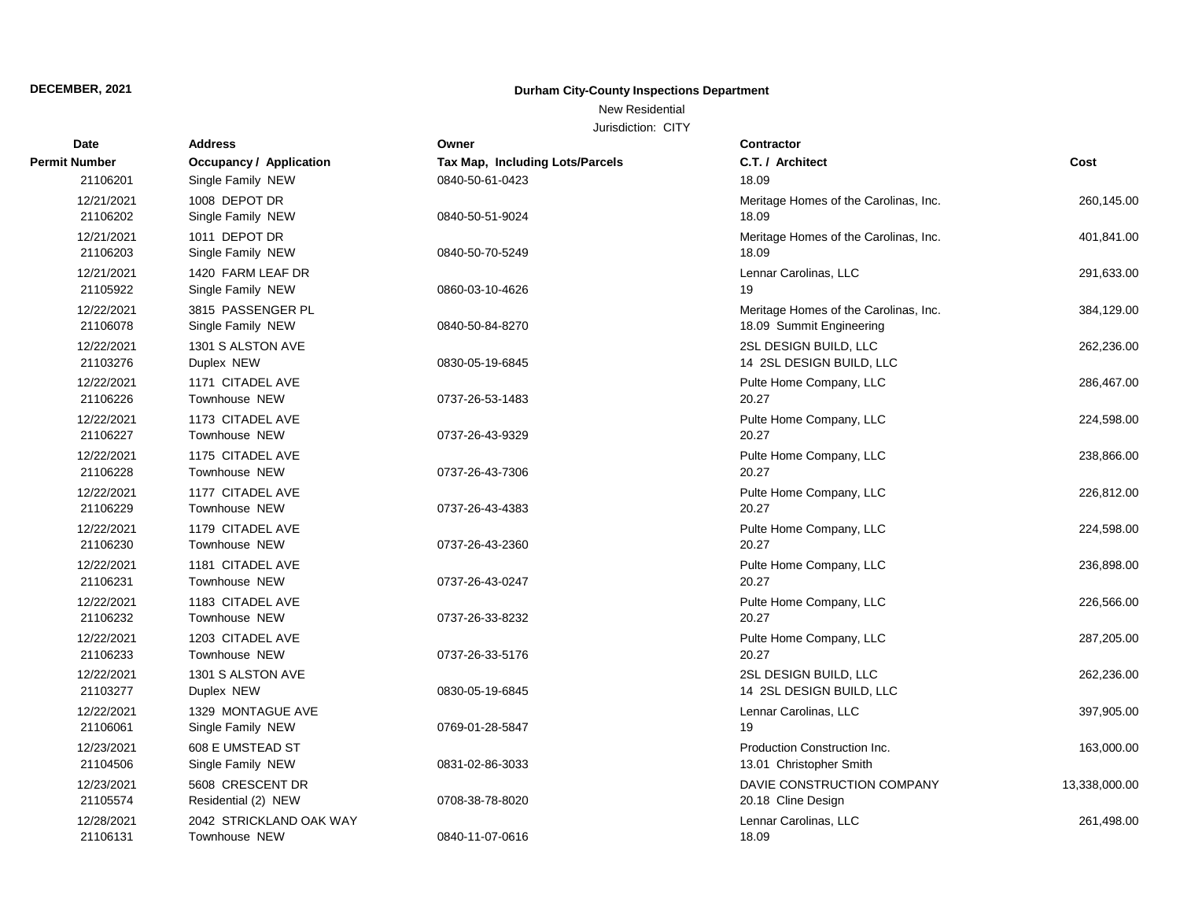**DECEMBER, 2021**

**Durham City-County Inspections Department**

New Residential

Jurisdiction: CITY

| Date / Permit Number | Address / Occupancy / Application | Owner / Tax Map, Including Lots/Parcels | Contractor / C.T. / Architect | Cost |
|---|---|---|---|---|
| 21106201 | Single Family NEW | 0840-50-61-0423 | 18.09 | |
| 12/21/2021 21106202 | 1008 DEPOT DR Single Family NEW | 0840-50-51-9024 | Meritage Homes of the Carolinas, Inc. 18.09 | 260,145.00 |
| 12/21/2021 21106203 | 1011 DEPOT DR Single Family NEW | 0840-50-70-5249 | Meritage Homes of the Carolinas, Inc. 18.09 | 401,841.00 |
| 12/21/2021 21105922 | 1420 FARM LEAF DR Single Family NEW | 0860-03-10-4626 | Lennar Carolinas, LLC 19 | 291,633.00 |
| 12/22/2021 21106078 | 3815 PASSENGER PL Single Family NEW | 0840-50-84-8270 | Meritage Homes of the Carolinas, Inc. 18.09 Summit Engineering | 384,129.00 |
| 12/22/2021 21103276 | 1301 S ALSTON AVE Duplex NEW | 0830-05-19-6845 | 2SL DESIGN BUILD, LLC 14 2SL DESIGN BUILD, LLC | 262,236.00 |
| 12/22/2021 21106226 | 1171 CITADEL AVE Townhouse NEW | 0737-26-53-1483 | Pulte Home Company, LLC 20.27 | 286,467.00 |
| 12/22/2021 21106227 | 1173 CITADEL AVE Townhouse NEW | 0737-26-43-9329 | Pulte Home Company, LLC 20.27 | 224,598.00 |
| 12/22/2021 21106228 | 1175 CITADEL AVE Townhouse NEW | 0737-26-43-7306 | Pulte Home Company, LLC 20.27 | 238,866.00 |
| 12/22/2021 21106229 | 1177 CITADEL AVE Townhouse NEW | 0737-26-43-4383 | Pulte Home Company, LLC 20.27 | 226,812.00 |
| 12/22/2021 21106230 | 1179 CITADEL AVE Townhouse NEW | 0737-26-43-2360 | Pulte Home Company, LLC 20.27 | 224,598.00 |
| 12/22/2021 21106231 | 1181 CITADEL AVE Townhouse NEW | 0737-26-43-0247 | Pulte Home Company, LLC 20.27 | 236,898.00 |
| 12/22/2021 21106232 | 1183 CITADEL AVE Townhouse NEW | 0737-26-33-8232 | Pulte Home Company, LLC 20.27 | 226,566.00 |
| 12/22/2021 21106233 | 1203 CITADEL AVE Townhouse NEW | 0737-26-33-5176 | Pulte Home Company, LLC 20.27 | 287,205.00 |
| 12/22/2021 21103277 | 1301 S ALSTON AVE Duplex NEW | 0830-05-19-6845 | 2SL DESIGN BUILD, LLC 14 2SL DESIGN BUILD, LLC | 262,236.00 |
| 12/22/2021 21106061 | 1329 MONTAGUE AVE Single Family NEW | 0769-01-28-5847 | Lennar Carolinas, LLC 19 | 397,905.00 |
| 12/23/2021 21104506 | 608 E UMSTEAD ST Single Family NEW | 0831-02-86-3033 | Production Construction Inc. 13.01 Christopher Smith | 163,000.00 |
| 12/23/2021 21105574 | 5608 CRESCENT DR Residential (2) NEW | 0708-38-78-8020 | DAVIE CONSTRUCTION COMPANY 20.18 Cline Design | 13,338,000.00 |
| 12/28/2021 21106131 | 2042 STRICKLAND OAK WAY Townhouse NEW | 0840-11-07-0616 | Lennar Carolinas, LLC 18.09 | 261,498.00 |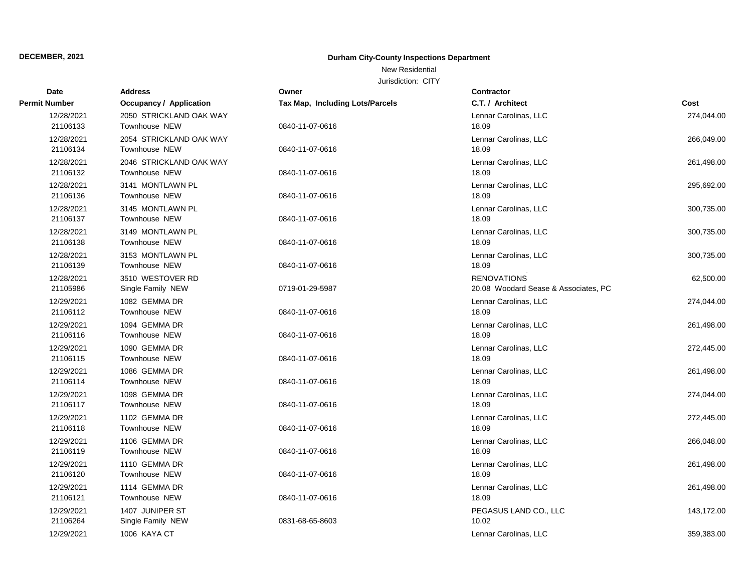**DECEMBER, 2021**

**Durham City-County Inspections Department**

New Residential

Jurisdiction: CITY

| Date / Permit Number | Address / Occupancy / Application | Owner / Tax Map, Including Lots/Parcels | Contractor / C.T. / Architect | Cost |
|---|---|---|---|---|
| 12/28/2021<br>21106133 | 2050 STRICKLAND OAK WAY<br>Townhouse NEW | 0840-11-07-0616 | Lennar Carolinas, LLC<br>18.09 | 274,044.00 |
| 12/28/2021<br>21106134 | 2054 STRICKLAND OAK WAY<br>Townhouse NEW | 0840-11-07-0616 | Lennar Carolinas, LLC<br>18.09 | 266,049.00 |
| 12/28/2021<br>21106132 | 2046 STRICKLAND OAK WAY<br>Townhouse NEW | 0840-11-07-0616 | Lennar Carolinas, LLC<br>18.09 | 261,498.00 |
| 12/28/2021<br>21106136 | 3141 MONTLAWN PL<br>Townhouse NEW | 0840-11-07-0616 | Lennar Carolinas, LLC<br>18.09 | 295,692.00 |
| 12/28/2021<br>21106137 | 3145 MONTLAWN PL<br>Townhouse NEW | 0840-11-07-0616 | Lennar Carolinas, LLC<br>18.09 | 300,735.00 |
| 12/28/2021<br>21106138 | 3149 MONTLAWN PL<br>Townhouse NEW | 0840-11-07-0616 | Lennar Carolinas, LLC<br>18.09 | 300,735.00 |
| 12/28/2021<br>21106139 | 3153 MONTLAWN PL<br>Townhouse NEW | 0840-11-07-0616 | Lennar Carolinas, LLC<br>18.09 | 300,735.00 |
| 12/28/2021<br>21105986 | 3510 WESTOVER RD<br>Single Family NEW | 0719-01-29-5987 | RENOVATIONS<br>20.08 Woodard Sease & Associates, PC | 62,500.00 |
| 12/29/2021<br>21106112 | 1082 GEMMA DR<br>Townhouse NEW | 0840-11-07-0616 | Lennar Carolinas, LLC<br>18.09 | 274,044.00 |
| 12/29/2021<br>21106116 | 1094 GEMMA DR<br>Townhouse NEW | 0840-11-07-0616 | Lennar Carolinas, LLC<br>18.09 | 261,498.00 |
| 12/29/2021<br>21106115 | 1090 GEMMA DR<br>Townhouse NEW | 0840-11-07-0616 | Lennar Carolinas, LLC<br>18.09 | 272,445.00 |
| 12/29/2021<br>21106114 | 1086 GEMMA DR<br>Townhouse NEW | 0840-11-07-0616 | Lennar Carolinas, LLC<br>18.09 | 261,498.00 |
| 12/29/2021<br>21106117 | 1098 GEMMA DR<br>Townhouse NEW | 0840-11-07-0616 | Lennar Carolinas, LLC<br>18.09 | 274,044.00 |
| 12/29/2021<br>21106118 | 1102 GEMMA DR<br>Townhouse NEW | 0840-11-07-0616 | Lennar Carolinas, LLC<br>18.09 | 272,445.00 |
| 12/29/2021<br>21106119 | 1106 GEMMA DR<br>Townhouse NEW | 0840-11-07-0616 | Lennar Carolinas, LLC<br>18.09 | 266,048.00 |
| 12/29/2021<br>21106120 | 1110 GEMMA DR<br>Townhouse NEW | 0840-11-07-0616 | Lennar Carolinas, LLC<br>18.09 | 261,498.00 |
| 12/29/2021<br>21106121 | 1114 GEMMA DR<br>Townhouse NEW | 0840-11-07-0616 | Lennar Carolinas, LLC<br>18.09 | 261,498.00 |
| 12/29/2021<br>21106264 | 1407 JUNIPER ST<br>Single Family NEW | 0831-68-65-8603 | PEGASUS LAND CO., LLC<br>10.02 | 143,172.00 |
| 12/29/2021 | 1006 KAYA CT | | Lennar Carolinas, LLC | 359,383.00 |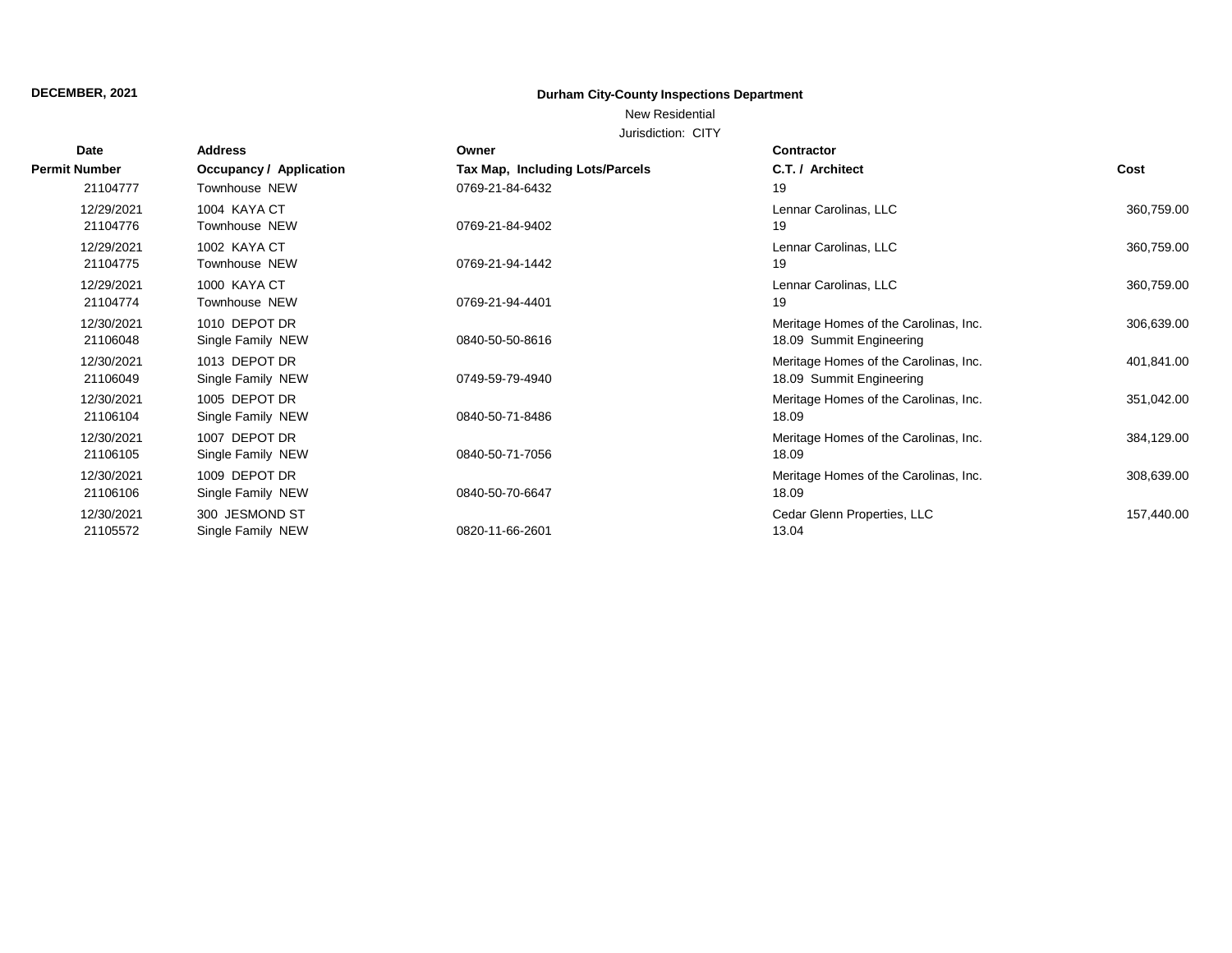**DECEMBER, 2021**

**Durham City-County Inspections Department**

New Residential

Jurisdiction: CITY

| Date<br>Permit Number | Address<br>Occupancy / Application | Owner<br>Tax Map, Including Lots/Parcels | Contractor<br>C.T. / Architect | Cost |
|---|---|---|---|---|
| 21104777 | Townhouse NEW | 0769-21-84-6432 | 19 | |
| 12/29/2021 | 1004 KAYA CT | | Lennar Carolinas, LLC | 360,759.00 |
| 21104776 | Townhouse NEW | 0769-21-84-9402 | 19 | |
| 12/29/2021 | 1002 KAYA CT | | Lennar Carolinas, LLC | 360,759.00 |
| 21104775 | Townhouse NEW | 0769-21-94-1442 | 19 | |
| 12/29/2021 | 1000 KAYA CT | | Lennar Carolinas, LLC | 360,759.00 |
| 21104774 | Townhouse NEW | 0769-21-94-4401 | 19 | |
| 12/30/2021 | 1010 DEPOT DR | | Meritage Homes of the Carolinas, Inc. | 306,639.00 |
| 21106048 | Single Family NEW | 0840-50-50-8616 | 18.09 Summit Engineering | |
| 12/30/2021 | 1013 DEPOT DR | | Meritage Homes of the Carolinas, Inc. | 401,841.00 |
| 21106049 | Single Family NEW | 0749-59-79-4940 | 18.09 Summit Engineering | |
| 12/30/2021 | 1005 DEPOT DR | | Meritage Homes of the Carolinas, Inc. | 351,042.00 |
| 21106104 | Single Family NEW | 0840-50-71-8486 | 18.09 | |
| 12/30/2021 | 1007 DEPOT DR | | Meritage Homes of the Carolinas, Inc. | 384,129.00 |
| 21106105 | Single Family NEW | 0840-50-71-7056 | 18.09 | |
| 12/30/2021 | 1009 DEPOT DR | | Meritage Homes of the Carolinas, Inc. | 308,639.00 |
| 21106106 | Single Family NEW | 0840-50-70-6647 | 18.09 | |
| 12/30/2021 | 300 JESMOND ST | | Cedar Glenn Properties, LLC | 157,440.00 |
| 21105572 | Single Family NEW | 0820-11-66-2601 | 13.04 | |